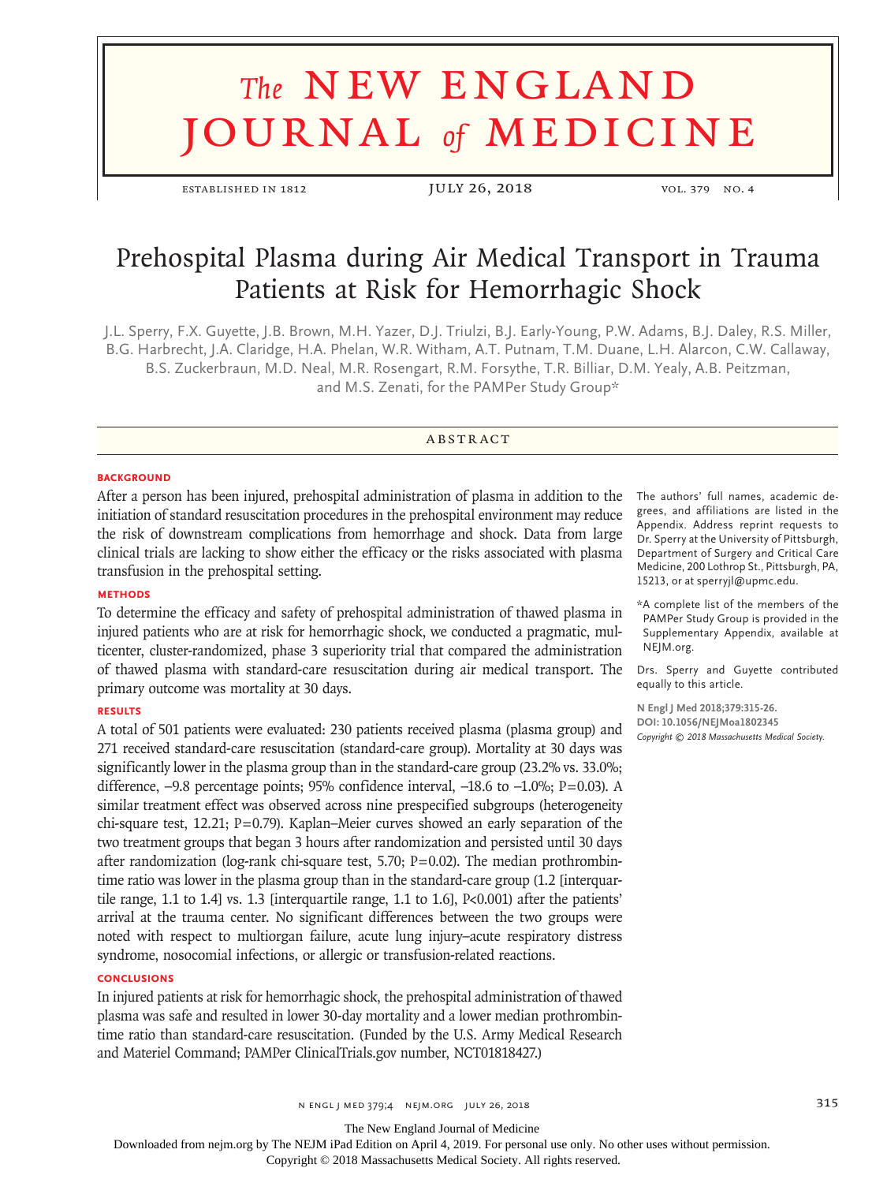# The NEW ENGLAND JOURNAL of MEDICINE

ESTABLISHED IN 1812 — JULY 26, 2018 — VOL. 379 NO. 4

# Prehospital Plasma during Air Medical Transport in Trauma Patients at Risk for Hemorrhagic Shock

J.L. Sperry, F.X. Guyette, J.B. Brown, M.H. Yazer, D.J. Triulzi, B.J. Early-Young, P.W. Adams, B.J. Daley, R.S. Miller, B.G. Harbrecht, J.A. Claridge, H.A. Phelan, W.R. Witham, A.T. Putnam, T.M. Duane, L.H. Alarcon, C.W. Callaway, B.S. Zuckerbraun, M.D. Neal, M.R. Rosengart, R.M. Forsythe, T.R. Billiar, D.M. Yealy, A.B. Peitzman, and M.S. Zenati, for the PAMPer Study Group*

## ABSTRACT

### BACKGROUND

After a person has been injured, prehospital administration of plasma in addition to the initiation of standard resuscitation procedures in the prehospital environment may reduce the risk of downstream complications from hemorrhage and shock. Data from large clinical trials are lacking to show either the efficacy or the risks associated with plasma transfusion in the prehospital setting.

### METHODS

To determine the efficacy and safety of prehospital administration of thawed plasma in injured patients who are at risk for hemorrhagic shock, we conducted a pragmatic, multicenter, cluster-randomized, phase 3 superiority trial that compared the administration of thawed plasma with standard-care resuscitation during air medical transport. The primary outcome was mortality at 30 days.

### RESULTS

A total of 501 patients were evaluated: 230 patients received plasma (plasma group) and 271 received standard-care resuscitation (standard-care group). Mortality at 30 days was significantly lower in the plasma group than in the standard-care group (23.2% vs. 33.0%; difference, −9.8 percentage points; 95% confidence interval, −18.6 to −1.0%; P=0.03). A similar treatment effect was observed across nine prespecified subgroups (heterogeneity chi-square test, 12.21; P=0.79). Kaplan–Meier curves showed an early separation of the two treatment groups that began 3 hours after randomization and persisted until 30 days after randomization (log-rank chi-square test, 5.70; P=0.02). The median prothrombin-time ratio was lower in the plasma group than in the standard-care group (1.2 [interquartile range, 1.1 to 1.4] vs. 1.3 [interquartile range, 1.1 to 1.6], P<0.001) after the patients' arrival at the trauma center. No significant differences between the two groups were noted with respect to multiorgan failure, acute lung injury–acute respiratory distress syndrome, nosocomial infections, or allergic or transfusion-related reactions.

### CONCLUSIONS

In injured patients at risk for hemorrhagic shock, the prehospital administration of thawed plasma was safe and resulted in lower 30-day mortality and a lower median prothrombin-time ratio than standard-care resuscitation. (Funded by the U.S. Army Medical Research and Materiel Command; PAMPer ClinicalTrials.gov number, NCT01818427.)

The authors' full names, academic degrees, and affiliations are listed in the Appendix. Address reprint requests to Dr. Sperry at the University of Pittsburgh, Department of Surgery and Critical Care Medicine, 200 Lothrop St., Pittsburgh, PA, 15213, or at sperryjl@upmc.edu.

*A complete list of the members of the PAMPer Study Group is provided in the Supplementary Appendix, available at NEJM.org.

Drs. Sperry and Guyette contributed equally to this article.

**N Engl J Med 2018;379:315-26.**
**DOI: 10.1056/NEJMoa1802345**
*Copyright © 2018 Massachusetts Medical Society.*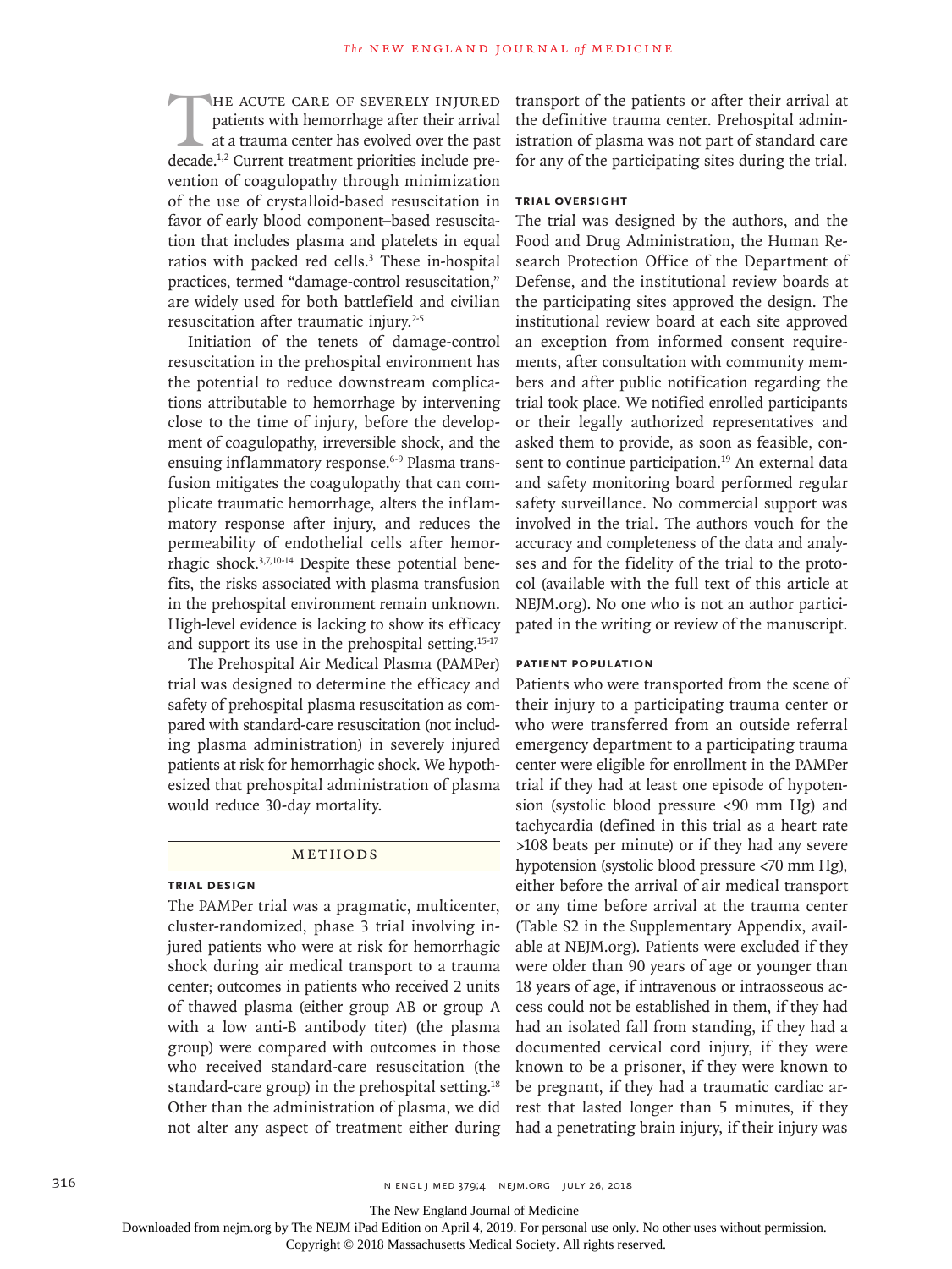The acute care of severely injured patients with hemorrhage after their arrival at a trauma center has evolved over the past decade.[1,2] Current treatment priorities include prevention of coagulopathy through minimization of the use of crystalloid-based resuscitation in favor of early blood component–based resuscitation that includes plasma and platelets in equal ratios with packed red cells.[3] These in-hospital practices, termed "damage-control resuscitation," are widely used for both battlefield and civilian resuscitation after traumatic injury.[2-5]

Initiation of the tenets of damage-control resuscitation in the prehospital environment has the potential to reduce downstream complications attributable to hemorrhage by intervening close to the time of injury, before the development of coagulopathy, irreversible shock, and the ensuing inflammatory response.[6-9] Plasma transfusion mitigates the coagulopathy that can complicate traumatic hemorrhage, alters the inflammatory response after injury, and reduces the permeability of endothelial cells after hemorrhagic shock.[3,7,10-14] Despite these potential benefits, the risks associated with plasma transfusion in the prehospital environment remain unknown. High-level evidence is lacking to show its efficacy and support its use in the prehospital setting.[15-17]

The Prehospital Air Medical Plasma (PAMPer) trial was designed to determine the efficacy and safety of prehospital plasma resuscitation as compared with standard-care resuscitation (not including plasma administration) in severely injured patients at risk for hemorrhagic shock. We hypothesized that prehospital administration of plasma would reduce 30-day mortality.

## Methods

### Trial Design

The PAMPer trial was a pragmatic, multicenter, cluster-randomized, phase 3 trial involving injured patients who were at risk for hemorrhagic shock during air medical transport to a trauma center; outcomes in patients who received 2 units of thawed plasma (either group AB or group A with a low anti-B antibody titer) (the plasma group) were compared with outcomes in those who received standard-care resuscitation (the standard-care group) in the prehospital setting.[18] Other than the administration of plasma, we did not alter any aspect of treatment either during transport of the patients or after their arrival at the definitive trauma center. Prehospital administration of plasma was not part of standard care for any of the participating sites during the trial.

### Trial Oversight

The trial was designed by the authors, and the Food and Drug Administration, the Human Research Protection Office of the Department of Defense, and the institutional review boards at the participating sites approved the design. The institutional review board at each site approved an exception from informed consent requirements, after consultation with community members and after public notification regarding the trial took place. We notified enrolled participants or their legally authorized representatives and asked them to provide, as soon as feasible, consent to continue participation.[19] An external data and safety monitoring board performed regular safety surveillance. No commercial support was involved in the trial. The authors vouch for the accuracy and completeness of the data and analyses and for the fidelity of the trial to the protocol (available with the full text of this article at NEJM.org). No one who is not an author participated in the writing or review of the manuscript.

### Patient Population

Patients who were transported from the scene of their injury to a participating trauma center or who were transferred from an outside referral emergency department to a participating trauma center were eligible for enrollment in the PAMPer trial if they had at least one episode of hypotension (systolic blood pressure <90 mm Hg) and tachycardia (defined in this trial as a heart rate >108 beats per minute) or if they had any severe hypotension (systolic blood pressure <70 mm Hg), either before the arrival of air medical transport or any time before arrival at the trauma center (Table S2 in the Supplementary Appendix, available at NEJM.org). Patients were excluded if they were older than 90 years of age or younger than 18 years of age, if intravenous or intraosseous access could not be established in them, if they had had an isolated fall from standing, if they had a documented cervical cord injury, if they were known to be a prisoner, if they were known to be pregnant, if they had a traumatic cardiac arrest that lasted longer than 5 minutes, if they had a penetrating brain injury, if their injury was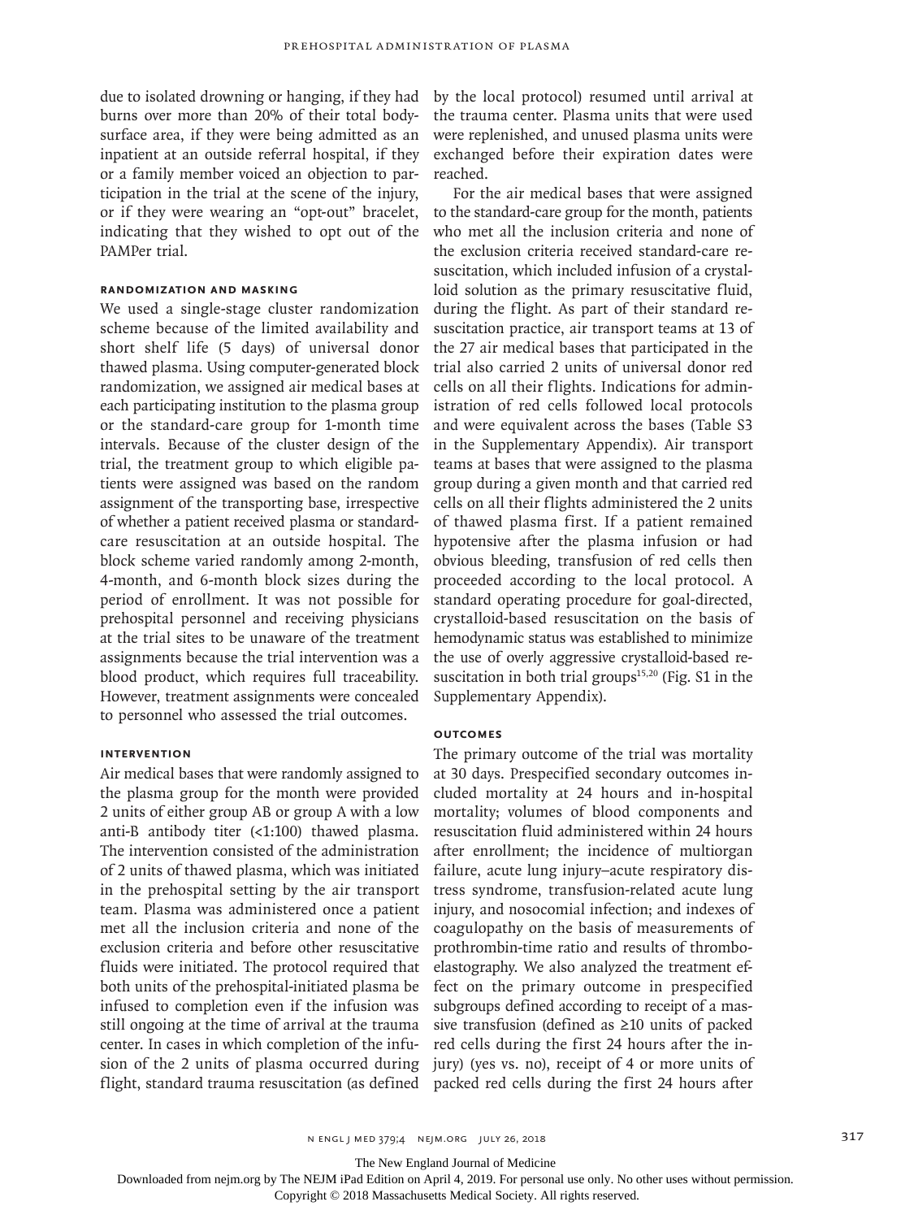due to isolated drowning or hanging, if they had burns over more than 20% of their total body-surface area, if they were being admitted as an inpatient at an outside referral hospital, if they or a family member voiced an objection to participation in the trial at the scene of the injury, or if they were wearing an “opt-out” bracelet, indicating that they wished to opt out of the PAMPer trial.

### Randomization and Masking

We used a single-stage cluster randomization scheme because of the limited availability and short shelf life (5 days) of universal donor thawed plasma. Using computer-generated block randomization, we assigned air medical bases at each participating institution to the plasma group or the standard-care group for 1-month time intervals. Because of the cluster design of the trial, the treatment group to which eligible patients were assigned was based on the random assignment of the transporting base, irrespective of whether a patient received plasma or standard-care resuscitation at an outside hospital. The block scheme varied randomly among 2-month, 4-month, and 6-month block sizes during the period of enrollment. It was not possible for prehospital personnel and receiving physicians at the trial sites to be unaware of the treatment assignments because the trial intervention was a blood product, which requires full traceability. However, treatment assignments were concealed to personnel who assessed the trial outcomes.

### Intervention

Air medical bases that were randomly assigned to the plasma group for the month were provided 2 units of either group AB or group A with a low anti-B antibody titer (<1:100) thawed plasma. The intervention consisted of the administration of 2 units of thawed plasma, which was initiated in the prehospital setting by the air transport team. Plasma was administered once a patient met all the inclusion criteria and none of the exclusion criteria and before other resuscitative fluids were initiated. The protocol required that both units of the prehospital-initiated plasma be infused to completion even if the infusion was still ongoing at the time of arrival at the trauma center. In cases in which completion of the infusion of the 2 units of plasma occurred during flight, standard trauma resuscitation (as defined by the local protocol) resumed until arrival at the trauma center. Plasma units that were used were replenished, and unused plasma units were exchanged before their expiration dates were reached.

For the air medical bases that were assigned to the standard-care group for the month, patients who met all the inclusion criteria and none of the exclusion criteria received standard-care resuscitation, which included infusion of a crystalloid solution as the primary resuscitative fluid, during the flight. As part of their standard resuscitation practice, air transport teams at 13 of the 27 air medical bases that participated in the trial also carried 2 units of universal donor red cells on all their flights. Indications for administration of red cells followed local protocols and were equivalent across the bases (Table S3 in the Supplementary Appendix). Air transport teams at bases that were assigned to the plasma group during a given month and that carried red cells on all their flights administered the 2 units of thawed plasma first. If a patient remained hypotensive after the plasma infusion or had obvious bleeding, transfusion of red cells then proceeded according to the local protocol. A standard operating procedure for goal-directed, crystalloid-based resuscitation on the basis of hemodynamic status was established to minimize the use of overly aggressive crystalloid-based resuscitation in both trial groups[15,20] (Fig. S1 in the Supplementary Appendix).

### Outcomes

The primary outcome of the trial was mortality at 30 days. Prespecified secondary outcomes included mortality at 24 hours and in-hospital mortality; volumes of blood components and resuscitation fluid administered within 24 hours after enrollment; the incidence of multiorgan failure, acute lung injury–acute respiratory distress syndrome, transfusion-related acute lung injury, and nosocomial infection; and indexes of coagulopathy on the basis of measurements of prothrombin-time ratio and results of thromboelastography. We also analyzed the treatment effect on the primary outcome in prespecified subgroups defined according to receipt of a massive transfusion (defined as ≥10 units of packed red cells during the first 24 hours after the injury) (yes vs. no), receipt of 4 or more units of packed red cells during the first 24 hours after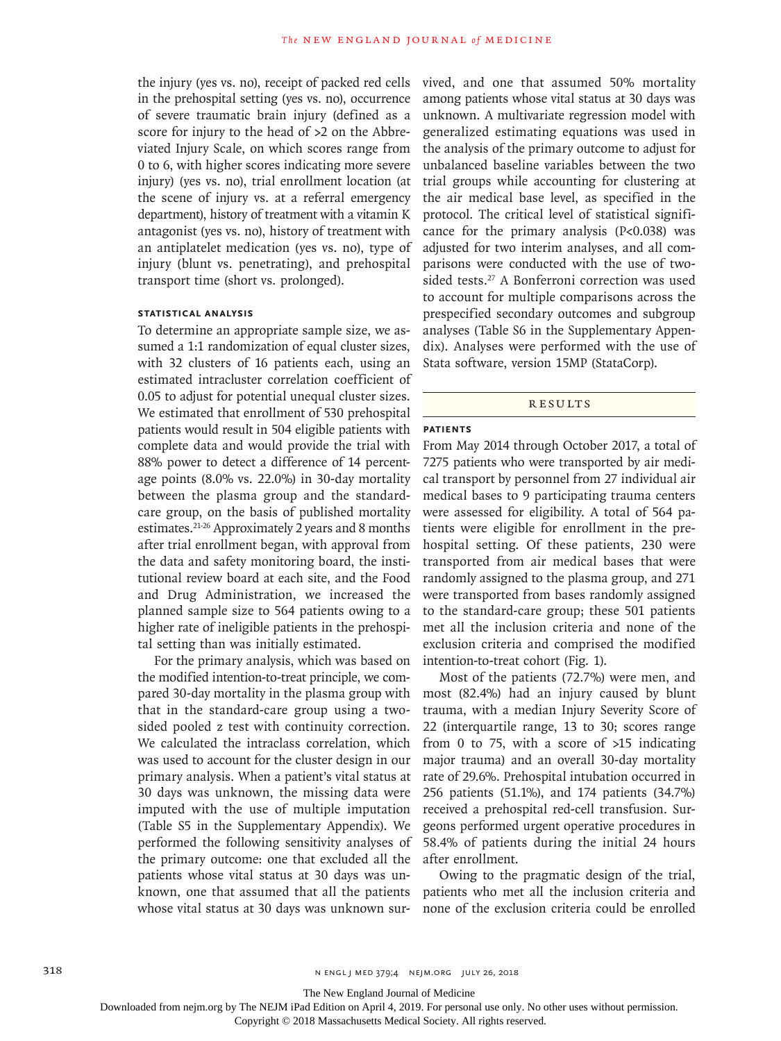the injury (yes vs. no), receipt of packed red cells in the prehospital setting (yes vs. no), occurrence of severe traumatic brain injury (defined as a score for injury to the head of >2 on the Abbreviated Injury Scale, on which scores range from 0 to 6, with higher scores indicating more severe injury) (yes vs. no), trial enrollment location (at the scene of injury vs. at a referral emergency department), history of treatment with a vitamin K antagonist (yes vs. no), history of treatment with an antiplatelet medication (yes vs. no), type of injury (blunt vs. penetrating), and prehospital transport time (short vs. prolonged).

### Statistical Analysis

To determine an appropriate sample size, we assumed a 1:1 randomization of equal cluster sizes, with 32 clusters of 16 patients each, using an estimated intracluster correlation coefficient of 0.05 to adjust for potential unequal cluster sizes. We estimated that enrollment of 530 prehospital patients would result in 504 eligible patients with complete data and would provide the trial with 88% power to detect a difference of 14 percentage points (8.0% vs. 22.0%) in 30-day mortality between the plasma group and the standard-care group, on the basis of published mortality estimates.[21-26] Approximately 2 years and 8 months after trial enrollment began, with approval from the data and safety monitoring board, the institutional review board at each site, and the Food and Drug Administration, we increased the planned sample size to 564 patients owing to a higher rate of ineligible patients in the prehospital setting than was initially estimated.

For the primary analysis, which was based on the modified intention-to-treat principle, we compared 30-day mortality in the plasma group with that in the standard-care group using a two-sided pooled z test with continuity correction. We calculated the intraclass correlation, which was used to account for the cluster design in our primary analysis. When a patient's vital status at 30 days was unknown, the missing data were imputed with the use of multiple imputation (Table S5 in the Supplementary Appendix). We performed the following sensitivity analyses of the primary outcome: one that excluded all the patients whose vital status at 30 days was unknown, one that assumed that all the patients whose vital status at 30 days was unknown survived, and one that assumed 50% mortality among patients whose vital status at 30 days was unknown. A multivariate regression model with generalized estimating equations was used in the analysis of the primary outcome to adjust for unbalanced baseline variables between the two trial groups while accounting for clustering at the air medical base level, as specified in the protocol. The critical level of statistical significance for the primary analysis ($P<0.038$) was adjusted for two interim analyses, and all comparisons were conducted with the use of two-sided tests.[27] A Bonferroni correction was used to account for multiple comparisons across the prespecified secondary outcomes and subgroup analyses (Table S6 in the Supplementary Appendix). Analyses were performed with the use of Stata software, version 15MP (StataCorp).

## Results

### Patients

From May 2014 through October 2017, a total of 7275 patients who were transported by air medical transport by personnel from 27 individual air medical bases to 9 participating trauma centers were assessed for eligibility. A total of 564 patients were eligible for enrollment in the prehospital setting. Of these patients, 230 were transported from air medical bases that were randomly assigned to the plasma group, and 271 were transported from bases randomly assigned to the standard-care group; these 501 patients met all the inclusion criteria and none of the exclusion criteria and comprised the modified intention-to-treat cohort (Fig. 1).

Most of the patients (72.7%) were men, and most (82.4%) had an injury caused by blunt trauma, with a median Injury Severity Score of 22 (interquartile range, 13 to 30; scores range from 0 to 75, with a score of >15 indicating major trauma) and an overall 30-day mortality rate of 29.6%. Prehospital intubation occurred in 256 patients (51.1%), and 174 patients (34.7%) received a prehospital red-cell transfusion. Surgeons performed urgent operative procedures in 58.4% of patients during the initial 24 hours after enrollment.

Owing to the pragmatic design of the trial, patients who met all the inclusion criteria and none of the exclusion criteria could be enrolled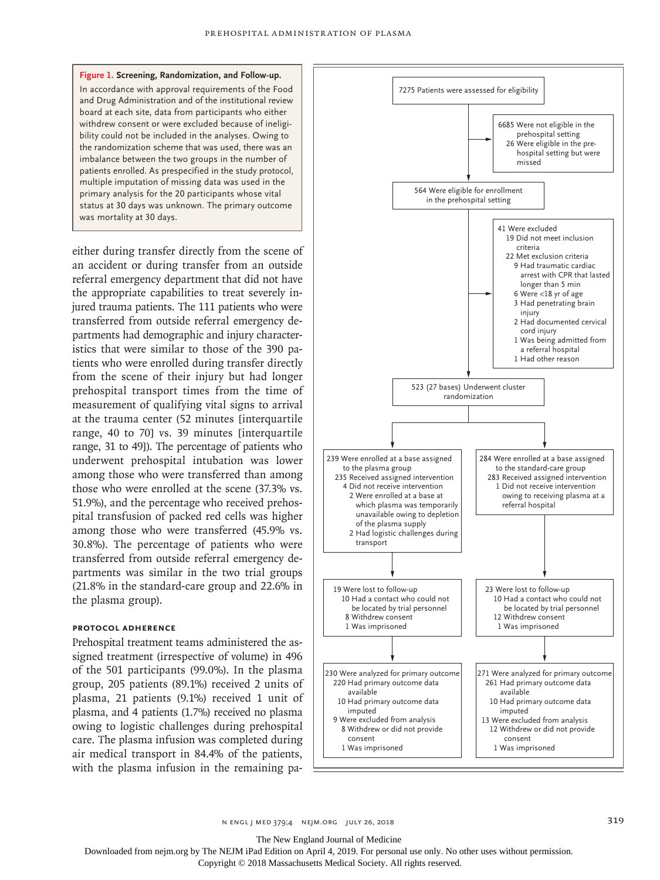**Figure 1. Screening, Randomization, and Follow-up.**

In accordance with approval requirements of the Food and Drug Administration and of the institutional review board at each site, data from participants who either withdrew consent or were excluded because of ineligibility could not be included in the analyses. Owing to the randomization scheme that was used, there was an imbalance between the two groups in the number of patients enrolled. As prespecified in the study protocol, multiple imputation of missing data was used in the primary analysis for the 20 participants whose vital status at 30 days was unknown. The primary outcome was mortality at 30 days.

7275 Patients were assessed for eligibility

- 6685 Were not eligible in the prehospital setting
- 26 Were eligible in the prehospital setting but were missed

564 Were eligible for enrollment in the prehospital setting

- 41 Were excluded
  - 19 Did not meet inclusion criteria
  - 22 Met exclusion criteria
    - 9 Had traumatic cardiac arrest with CPR that lasted longer than 5 min
    - 6 Were <18 yr of age
    - 3 Had penetrating brain injury
    - 2 Had documented cervical cord injury
    - 1 Was being admitted from a referral hospital
    - 1 Had other reason

523 (27 bases) Underwent cluster randomization

**Plasma group:**

239 Were enrolled at a base assigned to the plasma group
- 235 Received assigned intervention
- 4 Did not receive intervention
  - 2 Were enrolled at a base at which plasma was temporarily unavailable owing to depletion of the plasma supply
  - 2 Had logistic challenges during transport

19 Were lost to follow-up
- 10 Had a contact who could not be located by trial personnel
- 8 Withdrew consent
- 1 Was imprisoned

230 Were analyzed for primary outcome
- 220 Had primary outcome data available
- 10 Had primary outcome data imputed
- 9 Were excluded from analysis
  - 8 Withdrew or did not provide consent
  - 1 Was imprisoned

**Standard-care group:**

284 Were enrolled at a base assigned to the standard-care group
- 283 Received assigned intervention
- 1 Did not receive intervention owing to receiving plasma at a referral hospital

23 Were lost to follow-up
- 10 Had a contact who could not be located by trial personnel
- 12 Withdrew consent
- 1 Was imprisoned

271 Were analyzed for primary outcome
- 261 Had primary outcome data available
- 10 Had primary outcome data imputed
- 13 Were excluded from analysis
  - 12 Withdrew or did not provide consent
  - 1 Was imprisoned

either during transfer directly from the scene of an accident or during transfer from an outside referral emergency department that did not have the appropriate capabilities to treat severely injured trauma patients. The 111 patients who were transferred from outside referral emergency departments had demographic and injury characteristics that were similar to those of the 390 patients who were enrolled during transfer directly from the scene of their injury but had longer prehospital transport times from the time of measurement of qualifying vital signs to arrival at the trauma center (52 minutes [interquartile range, 40 to 70] vs. 39 minutes [interquartile range, 31 to 49]). The percentage of patients who underwent prehospital intubation was lower among those who were transferred than among those who were enrolled at the scene (37.3% vs. 51.9%), and the percentage who received prehospital transfusion of packed red cells was higher among those who were transferred (45.9% vs. 30.8%). The percentage of patients who were transferred from outside referral emergency departments was similar in the two trial groups (21.8% in the standard-care group and 22.6% in the plasma group).

### PROTOCOL ADHERENCE

Prehospital treatment teams administered the assigned treatment (irrespective of volume) in 496 of the 501 participants (99.0%). In the plasma group, 205 patients (89.1%) received 2 units of plasma, 21 patients (9.1%) received 1 unit of plasma, and 4 patients (1.7%) received no plasma owing to logistic challenges during prehospital care. The plasma infusion was completed during air medical transport in 84.4% of the patients, with the plasma infusion in the remaining pa-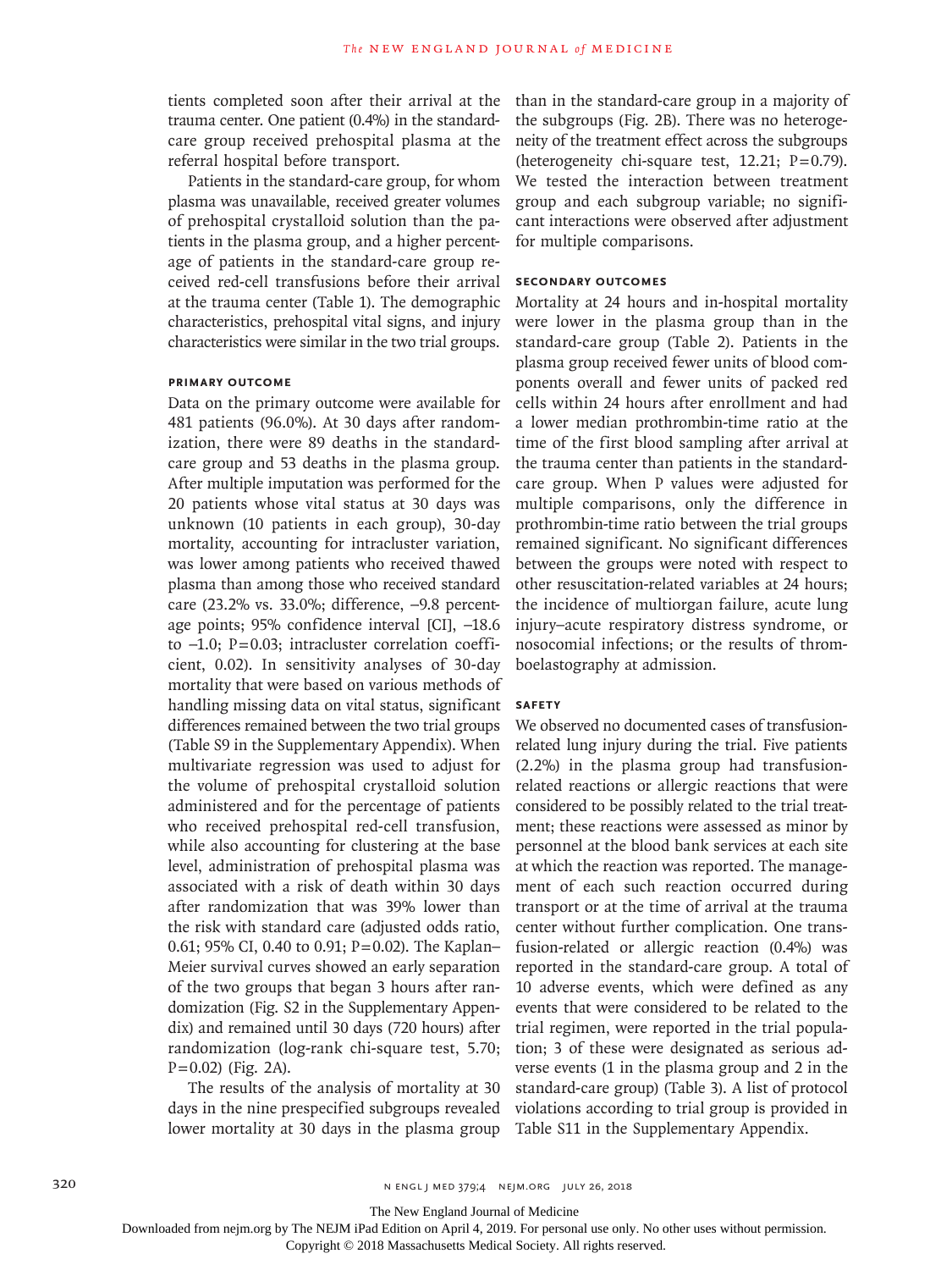tients completed soon after their arrival at the trauma center. One patient (0.4%) in the standard-care group received prehospital plasma at the referral hospital before transport.

Patients in the standard-care group, for whom plasma was unavailable, received greater volumes of prehospital crystalloid solution than the patients in the plasma group, and a higher percentage of patients in the standard-care group received red-cell transfusions before their arrival at the trauma center (Table 1). The demographic characteristics, prehospital vital signs, and injury characteristics were similar in the two trial groups.

### Primary Outcome

Data on the primary outcome were available for 481 patients (96.0%). At 30 days after randomization, there were 89 deaths in the standard-care group and 53 deaths in the plasma group. After multiple imputation was performed for the 20 patients whose vital status at 30 days was unknown (10 patients in each group), 30-day mortality, accounting for intracluster variation, was lower among patients who received thawed plasma than among those who received standard care (23.2% vs. 33.0%; difference, −9.8 percentage points; 95% confidence interval [CI], −18.6 to −1.0; P=0.03; intracluster correlation coefficient, 0.02). In sensitivity analyses of 30-day mortality that were based on various methods of handling missing data on vital status, significant differences remained between the two trial groups (Table S9 in the Supplementary Appendix). When multivariate regression was used to adjust for the volume of prehospital crystalloid solution administered and for the percentage of patients who received prehospital red-cell transfusion, while also accounting for clustering at the base level, administration of prehospital plasma was associated with a risk of death within 30 days after randomization that was 39% lower than the risk with standard care (adjusted odds ratio, 0.61; 95% CI, 0.40 to 0.91; P=0.02). The Kaplan–Meier survival curves showed an early separation of the two groups that began 3 hours after randomization (Fig. S2 in the Supplementary Appendix) and remained until 30 days (720 hours) after randomization (log-rank chi-square test, 5.70; P=0.02) (Fig. 2A).

The results of the analysis of mortality at 30 days in the nine prespecified subgroups revealed lower mortality at 30 days in the plasma group than in the standard-care group in a majority of the subgroups (Fig. 2B). There was no heterogeneity of the treatment effect across the subgroups (heterogeneity chi-square test, 12.21; P=0.79). We tested the interaction between treatment group and each subgroup variable; no significant interactions were observed after adjustment for multiple comparisons.

### Secondary Outcomes

Mortality at 24 hours and in-hospital mortality were lower in the plasma group than in the standard-care group (Table 2). Patients in the plasma group received fewer units of blood components overall and fewer units of packed red cells within 24 hours after enrollment and had a lower median prothrombin-time ratio at the time of the first blood sampling after arrival at the trauma center than patients in the standard-care group. When P values were adjusted for multiple comparisons, only the difference in prothrombin-time ratio between the trial groups remained significant. No significant differences between the groups were noted with respect to other resuscitation-related variables at 24 hours; the incidence of multiorgan failure, acute lung injury–acute respiratory distress syndrome, or nosocomial infections; or the results of thromboelastography at admission.

### Safety

We observed no documented cases of transfusion-related lung injury during the trial. Five patients (2.2%) in the plasma group had transfusion-related reactions or allergic reactions that were considered to be possibly related to the trial treatment; these reactions were assessed as minor by personnel at the blood bank services at each site at which the reaction was reported. The management of each such reaction occurred during transport or at the time of arrival at the trauma center without further complication. One transfusion-related or allergic reaction (0.4%) was reported in the standard-care group. A total of 10 adverse events, which were defined as any events that were considered to be related to the trial regimen, were reported in the trial population; 3 of these were designated as serious adverse events (1 in the plasma group and 2 in the standard-care group) (Table 3). A list of protocol violations according to trial group is provided in Table S11 in the Supplementary Appendix.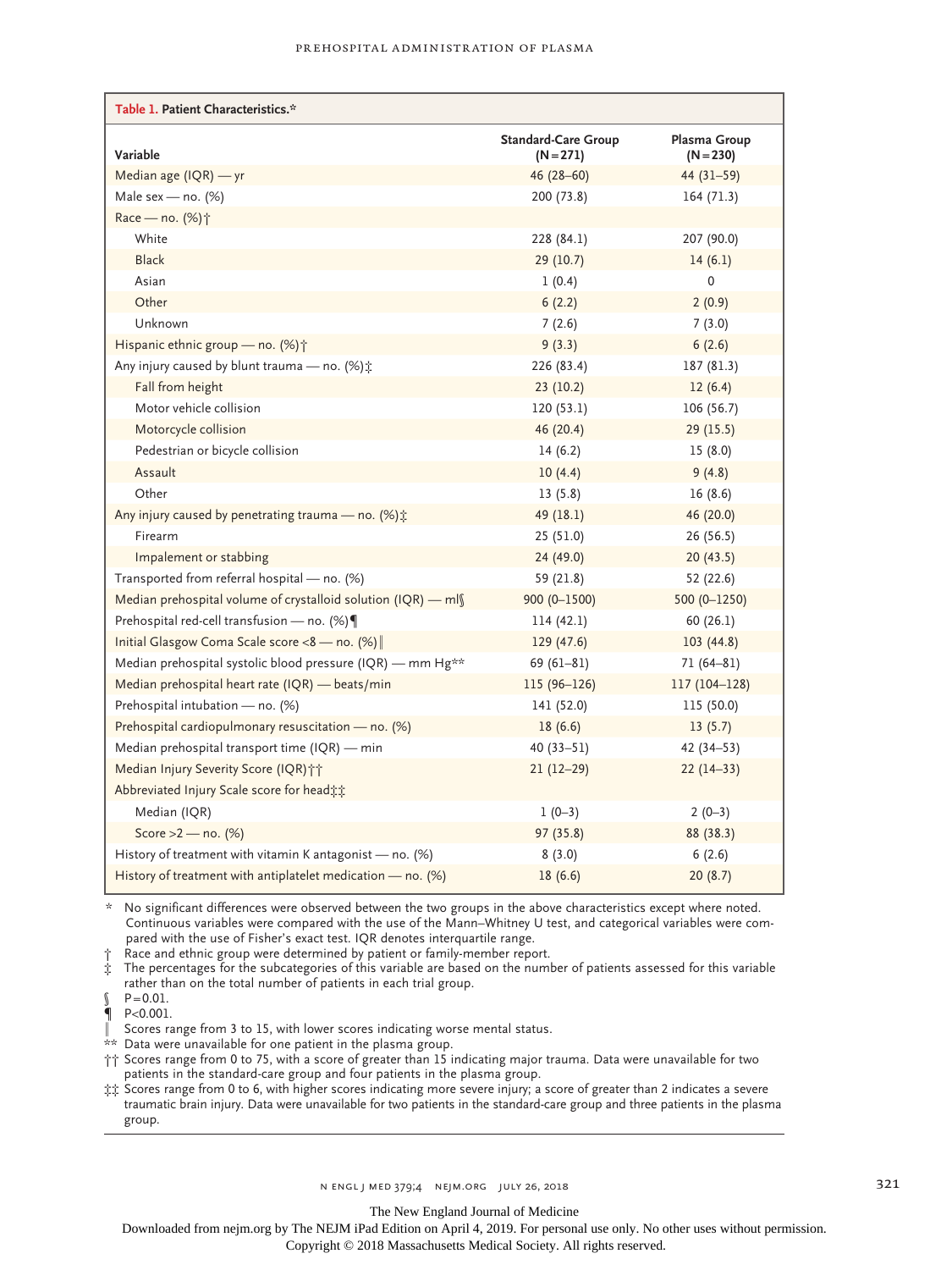**Table 1. Patient Characteristics.***

| Variable | Standard-Care Group (N=271) | Plasma Group (N=230) |
|---|---|---|
| Median age (IQR) — yr | 46 (28–60) | 44 (31–59) |
| Male sex — no. (%) | 200 (73.8) | 164 (71.3) |
| Race — no. (%)† | | |
| White | 228 (84.1) | 207 (90.0) |
| Black | 29 (10.7) | 14 (6.1) |
| Asian | 1 (0.4) | 0 |
| Other | 6 (2.2) | 2 (0.9) |
| Unknown | 7 (2.6) | 7 (3.0) |
| Hispanic ethnic group — no. (%)† | 9 (3.3) | 6 (2.6) |
| Any injury caused by blunt trauma — no. (%)‡ | 226 (83.4) | 187 (81.3) |
| Fall from height | 23 (10.2) | 12 (6.4) |
| Motor vehicle collision | 120 (53.1) | 106 (56.7) |
| Motorcycle collision | 46 (20.4) | 29 (15.5) |
| Pedestrian or bicycle collision | 14 (6.2) | 15 (8.0) |
| Assault | 10 (4.4) | 9 (4.8) |
| Other | 13 (5.8) | 16 (8.6) |
| Any injury caused by penetrating trauma — no. (%)‡ | 49 (18.1) | 46 (20.0) |
| Firearm | 25 (51.0) | 26 (56.5) |
| Impalement or stabbing | 24 (49.0) | 20 (43.5) |
| Transported from referral hospital — no. (%) | 59 (21.8) | 52 (22.6) |
| Median prehospital volume of crystalloid solution (IQR) — ml§ | 900 (0–1500) | 500 (0–1250) |
| Prehospital red-cell transfusion — no. (%)¶ | 114 (42.1) | 60 (26.1) |
| Initial Glasgow Coma Scale score <8 — no. (%)‖ | 129 (47.6) | 103 (44.8) |
| Median prehospital systolic blood pressure (IQR) — mm Hg** | 69 (61–81) | 71 (64–81) |
| Median prehospital heart rate (IQR) — beats/min | 115 (96–126) | 117 (104–128) |
| Prehospital intubation — no. (%) | 141 (52.0) | 115 (50.0) |
| Prehospital cardiopulmonary resuscitation — no. (%) | 18 (6.6) | 13 (5.7) |
| Median prehospital transport time (IQR) — min | 40 (33–51) | 42 (34–53) |
| Median Injury Severity Score (IQR)†† | 21 (12–29) | 22 (14–33) |
| Abbreviated Injury Scale score for head‡‡ | | |
| Median (IQR) | 1 (0–3) | 2 (0–3) |
| Score >2 — no. (%) | 97 (35.8) | 88 (38.3) |
| History of treatment with vitamin K antagonist — no. (%) | 8 (3.0) | 6 (2.6) |
| History of treatment with antiplatelet medication — no. (%) | 18 (6.6) | 20 (8.7) |

\* No significant differences were observed between the two groups in the above characteristics except where noted. Continuous variables were compared with the use of the Mann–Whitney U test, and categorical variables were compared with the use of Fisher's exact test. IQR denotes interquartile range.

† Race and ethnic group were determined by patient or family-member report.

‡ The percentages for the subcategories of this variable are based on the number of patients assessed for this variable rather than on the total number of patients in each trial group.

§ P=0.01.

¶ P<0.001.

‖ Scores range from 3 to 15, with lower scores indicating worse mental status.

** Data were unavailable for one patient in the plasma group.

†† Scores range from 0 to 75, with a score of greater than 15 indicating major trauma. Data were unavailable for two patients in the standard-care group and four patients in the plasma group.

‡‡ Scores range from 0 to 6, with higher scores indicating more severe injury; a score of greater than 2 indicates a severe traumatic brain injury. Data were unavailable for two patients in the standard-care group and three patients in the plasma group.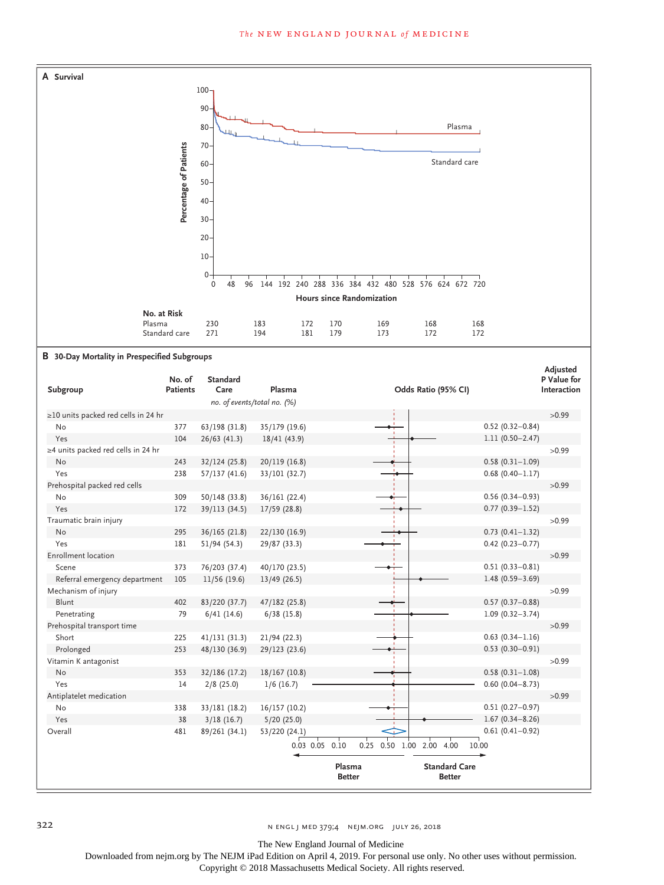**A Survival**

**No. at Risk**

| | 0 | 96 | 240 | 336 | 480 | 624 | 720 |
|---|---|---|---|---|---|---|---|
| Plasma | 230 | 183 | 172 | 170 | 169 | 168 | 168 |
| Standard care | 271 | 194 | 181 | 179 | 173 | 172 | 172 |

**B 30-Day Mortality in Prespecified Subgroups**

| Subgroup | No. of Patients | Standard Care | Plasma | Odds Ratio (95% CI) | Adjusted P Value for Interaction |
|---|---|---|---|---|---|
| | | *no. of events/total no. (%)* | | | |
| ≥10 units packed red cells in 24 hr | | | | | >0.99 |
| No | 377 | 63/198 (31.8) | 35/179 (19.6) | 0.52 (0.32–0.84) | |
| Yes | 104 | 26/63 (41.3) | 18/41 (43.9) | 1.11 (0.50–2.47) | |
| ≥4 units packed red cells in 24 hr | | | | | >0.99 |
| No | 243 | 32/124 (25.8) | 20/119 (16.8) | 0.58 (0.31–1.09) | |
| Yes | 238 | 57/137 (41.6) | 33/101 (32.7) | 0.68 (0.40–1.17) | |
| Prehospital packed red cells | | | | | >0.99 |
| No | 309 | 50/148 (33.8) | 36/161 (22.4) | 0.56 (0.34–0.93) | |
| Yes | 172 | 39/113 (34.5) | 17/59 (28.8) | 0.77 (0.39–1.52) | |
| Traumatic brain injury | | | | | >0.99 |
| No | 295 | 36/165 (21.8) | 22/130 (16.9) | 0.73 (0.41–1.32) | |
| Yes | 181 | 51/94 (54.3) | 29/87 (33.3) | 0.42 (0.23–0.77) | |
| Enrollment location | | | | | >0.99 |
| Scene | 373 | 76/203 (37.4) | 40/170 (23.5) | 0.51 (0.33–0.81) | |
| Referral emergency department | 105 | 11/56 (19.6) | 13/49 (26.5) | 1.48 (0.59–3.69) | |
| Mechanism of injury | | | | | >0.99 |
| Blunt | 402 | 83/220 (37.7) | 47/182 (25.8) | 0.57 (0.37–0.88) | |
| Penetrating | 79 | 6/41 (14.6) | 6/38 (15.8) | 1.09 (0.32–3.74) | |
| Prehospital transport time | | | | | >0.99 |
| Short | 225 | 41/131 (31.3) | 21/94 (22.3) | 0.63 (0.34–1.16) | |
| Prolonged | 253 | 48/130 (36.9) | 29/123 (23.6) | 0.53 (0.30–0.91) | |
| Vitamin K antagonist | | | | | >0.99 |
| No | 353 | 32/186 (17.2) | 18/167 (10.8) | 0.58 (0.31–1.08) | |
| Yes | 14 | 2/8 (25.0) | 1/6 (16.7) | 0.60 (0.04–8.73) | |
| Antiplatelet medication | | | | | >0.99 |
| No | 338 | 33/181 (18.2) | 16/157 (10.2) | 0.51 (0.27–0.97) | |
| Yes | 38 | 3/18 (16.7) | 5/20 (25.0) | 1.67 (0.34–8.26) | |
| Overall | 481 | 89/261 (34.1) | 53/220 (24.1) | 0.61 (0.41–0.92) | |

Odds ratio axis: 0.03, 0.05, 0.10, 0.25, 0.50, 1.00, 2.00, 4.00, 10.00 — ← Plasma Better | Standard Care Better →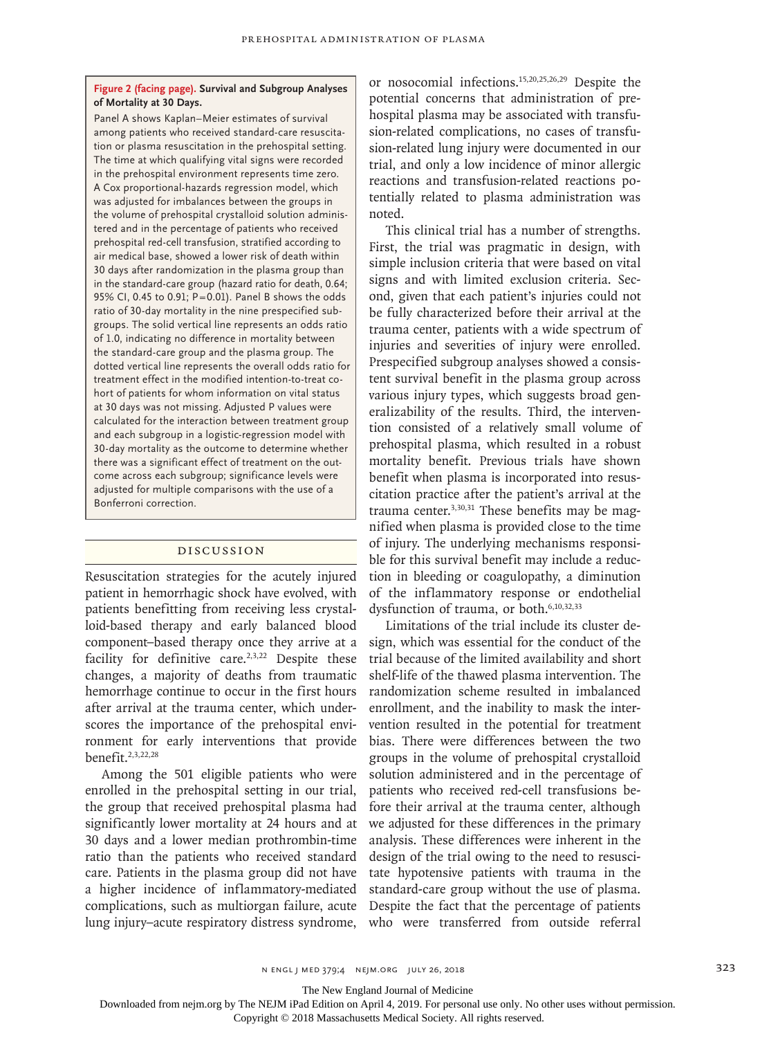**Figure 2 (facing page). Survival and Subgroup Analyses of Mortality at 30 Days.**

Panel A shows Kaplan–Meier estimates of survival among patients who received standard-care resuscitation or plasma resuscitation in the prehospital setting. The time at which qualifying vital signs were recorded in the prehospital environment represents time zero. A Cox proportional-hazards regression model, which was adjusted for imbalances between the groups in the volume of prehospital crystalloid solution administered and in the percentage of patients who received prehospital red-cell transfusion, stratified according to air medical base, showed a lower risk of death within 30 days after randomization in the plasma group than in the standard-care group (hazard ratio for death, 0.64; 95% CI, 0.45 to 0.91; P=0.01). Panel B shows the odds ratio of 30-day mortality in the nine prespecified subgroups. The solid vertical line represents an odds ratio of 1.0, indicating no difference in mortality between the standard-care group and the plasma group. The dotted vertical line represents the overall odds ratio for treatment effect in the modified intention-to-treat cohort of patients for whom information on vital status at 30 days was not missing. Adjusted P values were calculated for the interaction between treatment group and each subgroup in a logistic-regression model with 30-day mortality as the outcome to determine whether there was a significant effect of treatment on the outcome across each subgroup; significance levels were adjusted for multiple comparisons with the use of a Bonferroni correction.

## Discussion

Resuscitation strategies for the acutely injured patient in hemorrhagic shock have evolved, with patients benefitting from receiving less crystalloid-based therapy and early balanced blood component–based therapy once they arrive at a facility for definitive care.[2,3,22] Despite these changes, a majority of deaths from traumatic hemorrhage continue to occur in the first hours after arrival at the trauma center, which underscores the importance of the prehospital environment for early interventions that provide benefit.[2,3,22,28]

Among the 501 eligible patients who were enrolled in the prehospital setting in our trial, the group that received prehospital plasma had significantly lower mortality at 24 hours and at 30 days and a lower median prothrombin-time ratio than the patients who received standard care. Patients in the plasma group did not have a higher incidence of inflammatory-mediated complications, such as multiorgan failure, acute lung injury–acute respiratory distress syndrome, or nosocomial infections.[15,20,25,26,29] Despite the potential concerns that administration of prehospital plasma may be associated with transfusion-related complications, no cases of transfusion-related lung injury were documented in our trial, and only a low incidence of minor allergic reactions and transfusion-related reactions potentially related to plasma administration was noted.

This clinical trial has a number of strengths. First, the trial was pragmatic in design, with simple inclusion criteria that were based on vital signs and with limited exclusion criteria. Second, given that each patient's injuries could not be fully characterized before their arrival at the trauma center, patients with a wide spectrum of injuries and severities of injury were enrolled. Prespecified subgroup analyses showed a consistent survival benefit in the plasma group across various injury types, which suggests broad generalizability of the results. Third, the intervention consisted of a relatively small volume of prehospital plasma, which resulted in a robust mortality benefit. Previous trials have shown benefit when plasma is incorporated into resuscitation practice after the patient's arrival at the trauma center.[3,30,31] These benefits may be magnified when plasma is provided close to the time of injury. The underlying mechanisms responsible for this survival benefit may include a reduction in bleeding or coagulopathy, a diminution of the inflammatory response or endothelial dysfunction of trauma, or both.[6,10,32,33]

Limitations of the trial include its cluster design, which was essential for the conduct of the trial because of the limited availability and short shelf-life of the thawed plasma intervention. The randomization scheme resulted in imbalanced enrollment, and the inability to mask the intervention resulted in the potential for treatment bias. There were differences between the two groups in the volume of prehospital crystalloid solution administered and in the percentage of patients who received red-cell transfusions before their arrival at the trauma center, although we adjusted for these differences in the primary analysis. These differences were inherent in the design of the trial owing to the need to resuscitate hypotensive patients with trauma in the standard-care group without the use of plasma. Despite the fact that the percentage of patients who were transferred from outside referral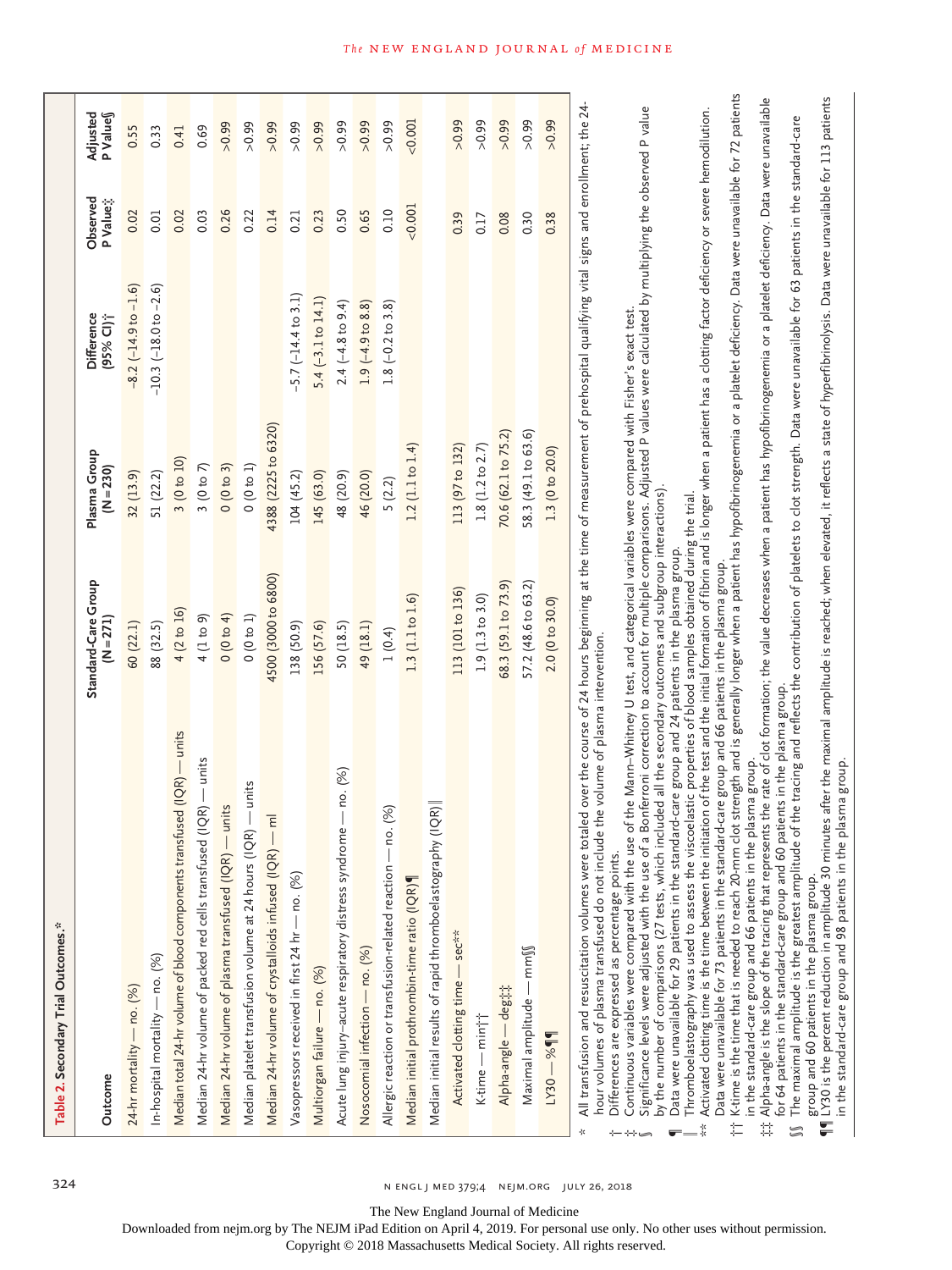**Table 2. Secondary Trial Outcomes.***

| Outcome | Standard-Care Group (N=271) | Plasma Group (N=230) | Difference (95% CI)† | Observed P Value‡ | Adjusted P Value§ |
|---|---|---|---|---|---|
| 24-hr mortality — no. (%) | 60 (22.1) | 32 (13.9) | −8.2 (−14.9 to −1.6) | 0.02 | 0.55 |
| In-hospital mortality — no. (%) | 88 (32.5) | 51 (22.2) | −10.3 (−18.0 to −2.6) | 0.01 | 0.33 |
| Median total 24-hr volume of blood components transfused (IQR) — units | 4 (2 to 16) | 3 (0 to 10) | | 0.02 | 0.41 |
| Median 24-hr volume of packed red cells transfused (IQR) — units | 4 (1 to 9) | 3 (0 to 7) | | 0.03 | 0.69 |
| Median 24-hr volume of plasma transfused (IQR) — units | 0 (0 to 4) | 0 (0 to 3) | | 0.26 | >0.99 |
| Median platelet transfusion volume at 24 hours (IQR) — units | 0 (0 to 1) | 0 (0 to 1) | | 0.22 | >0.99 |
| Median 24-hr volume of crystalloids infused (IQR) — ml | 4500 (3000 to 6800) | 4388 (2225 to 6320) | | 0.14 | >0.99 |
| Vasopressors received in first 24 hr — no. (%) | 138 (50.9) | 104 (45.2) | −5.7 (−14.4 to 3.1) | 0.21 | >0.99 |
| Multiorgan failure — no. (%) | 156 (57.6) | 145 (63.0) | 5.4 (−3.1 to 14.1) | 0.23 | >0.99 |
| Acute lung injury–acute respiratory distress syndrome — no. (%) | 50 (18.5) | 48 (20.9) | 2.4 (−4.8 to 9.4) | 0.50 | >0.99 |
| Nosocomial infection — no. (%) | 49 (18.1) | 46 (20.0) | 1.9 (−4.9 to 8.8) | 0.65 | >0.99 |
| Allergic reaction or transfusion-related reaction — no. (%) | 1 (0.4) | 5 (2.2) | 1.8 (−0.2 to 3.8) | 0.10 | >0.99 |
| Median initial prothrombin-time ratio (IQR)¶ | 1.3 (1.1 to 1.6) | 1.2 (1.1 to 1.4) | | <0.001 | <0.001 |
| Median initial results of rapid thromboelastography (IQR)‖ | | | | | |
| Activated clotting time — sec** | 113 (101 to 136) | 113 (97 to 132) | | 0.39 | >0.99 |
| K-time — min†† | 1.9 (1.3 to 3.0) | 1.8 (1.2 to 2.7) | | 0.17 | >0.99 |
| Alpha-angle — deg‡‡ | 68.3 (59.1 to 73.9) | 70.6 (62.1 to 75.2) | | 0.08 | >0.99 |
| Maximal amplitude — mm§§ | 57.2 (48.6 to 63.2) | 58.3 (49.1 to 63.6) | | 0.30 | >0.99 |
| LY30 — %¶¶ | 2.0 (0 to 30.0) | 1.3 (0 to 20.0) | | 0.38 | >0.99 |

\* All transfusion and resuscitation volumes were totaled over the course of 24 hours beginning at the time of measurement of prehospital qualifying vital signs and enrollment; the 24-hour volumes of plasma transfused do not include the volume of plasma intervention.

† Differences are expressed as percentage points.

‡ Continuous variables were compared with the use of the Mann–Whitney U test, and categorical variables were compared with Fisher's exact test.

§ Significance levels were adjusted with the use of a Bonferroni correction to account for multiple comparisons. Adjusted P values were calculated by multiplying the observed P value by the number of comparisons (27 tests, which included all the secondary outcomes and subgroup interactions).

¶ Data were unavailable for 29 patients in the standard-care group and 24 patients in the plasma group.

‖ Thromboelastography was used to assess the viscoelastic properties of blood samples obtained during the trial.

** Activated clotting time is the time between the initiation of the test and the initial formation of fibrin and is longer when a patient has a clotting factor deficiency or severe hemodilution. Data were unavailable for 73 patients in the standard-care group and 66 patients in the plasma group.

†† K-time is the time that is needed to reach 20-mm clot strength and is generally longer when a patient has hypofibrinogenemia or a platelet deficiency. Data were unavailable for 72 patients in the standard-care group and 66 patients in the plasma group.

‡‡ Alpha-angle is the slope of the tracing that represents the rate of clot formation; the value decreases when a patient has hypofibrinogenemia or a platelet deficiency. Data were unavailable for 64 patients in the standard-care group and 60 patients in the plasma group.

§§ The maximal amplitude is the greatest amplitude of the tracing and reflects the contribution of platelets to clot strength. Data were unavailable for 63 patients in the standard-care group and 60 patients in the plasma group.

¶¶ LY30 is the percent reduction in amplitude 30 minutes after the maximal amplitude is reached; when elevated, it reflects a state of hyperfibrinolysis. Data were unavailable for 113 patients in the standard-care group and 98 patients in the plasma group.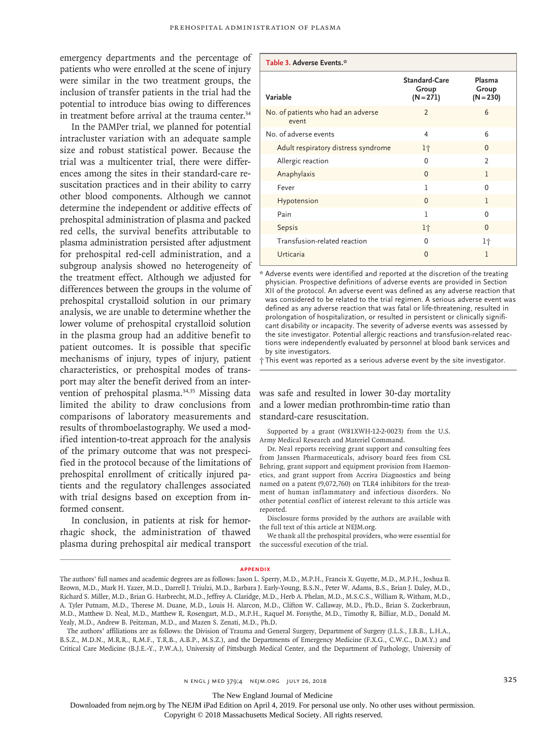emergency departments and the percentage of patients who were enrolled at the scene of injury were similar in the two treatment groups, the inclusion of transfer patients in the trial had the potential to introduce bias owing to differences in treatment before arrival at the trauma center.[34]

In the PAMPer trial, we planned for potential intracluster variation with an adequate sample size and robust statistical power. Because the trial was a multicenter trial, there were differences among the sites in their standard-care resuscitation practices and in their ability to carry other blood components. Although we cannot determine the independent or additive effects of prehospital administration of plasma and packed red cells, the survival benefits attributable to plasma administration persisted after adjustment for prehospital red-cell administration, and a subgroup analysis showed no heterogeneity of the treatment effect. Although we adjusted for differences between the groups in the volume of prehospital crystalloid solution in our primary analysis, we are unable to determine whether the lower volume of prehospital crystalloid solution in the plasma group had an additive benefit to patient outcomes. It is possible that specific mechanisms of injury, types of injury, patient characteristics, or prehospital modes of transport may alter the benefit derived from an intervention of prehospital plasma.[34,35] Missing data limited the ability to draw conclusions from comparisons of laboratory measurements and results of thromboelastography. We used a modified intention-to-treat approach for the analysis of the primary outcome that was not prespecified in the protocol because of the limitations of prehospital enrollment of critically injured patients and the regulatory challenges associated with trial designs based on exception from informed consent.

In conclusion, in patients at risk for hemorrhagic shock, the administration of thawed plasma during prehospital air medical transport was safe and resulted in lower 30-day mortality and a lower median prothrombin-time ratio than standard-care resuscitation.

**Table 3. Adverse Events.***

| Variable | Standard-Care Group (N=271) | Plasma Group (N=230) |
|---|---|---|
| No. of patients who had an adverse event | 2 | 6 |
| No. of adverse events | 4 | 6 |
| Adult respiratory distress syndrome | 1† | 0 |
| Allergic reaction | 0 | 2 |
| Anaphylaxis | 0 | 1 |
| Fever | 1 | 0 |
| Hypotension | 0 | 1 |
| Pain | 1 | 0 |
| Sepsis | 1† | 0 |
| Transfusion-related reaction | 0 | 1† |
| Urticaria | 0 | 1 |

\* Adverse events were identified and reported at the discretion of the treating physician. Prospective definitions of adverse events are provided in Section XII of the protocol. An adverse event was defined as any adverse reaction that was considered to be related to the trial regimen. A serious adverse event was defined as any adverse reaction that was fatal or life-threatening, resulted in prolongation of hospitalization, or resulted in persistent or clinically significant disability or incapacity. The severity of adverse events was assessed by the site investigator. Potential allergic reactions and transfusion-related reactions were independently evaluated by personnel at blood bank services and by site investigators.

† This event was reported as a serious adverse event by the site investigator.

Supported by a grant (W81XWH-12-2-0023) from the U.S. Army Medical Research and Materiel Command.

Dr. Neal reports receiving grant support and consulting fees from Janssen Pharmaceuticals, advisory board fees from CSL Behring, grant support and equipment provision from Haemonetics, and grant support from Accriva Diagnostics and being named on a patent (9,072,760) on TLR4 inhibitors for the treatment of human inflammatory and infectious disorders. No other potential conflict of interest relevant to this article was reported.

Disclosure forms provided by the authors are available with the full text of this article at NEJM.org.

We thank all the prehospital providers, who were essential for the successful execution of the trial.

## APPENDIX

The authors' full names and academic degrees are as follows: Jason L. Sperry, M.D., M.P.H., Francis X. Guyette, M.D., M.P.H., Joshua B. Brown, M.D., Mark H. Yazer, M.D., Darrell J. Triulzi, M.D., Barbara J. Early-Young, B.S.N., Peter W. Adams, B.S., Brian J. Daley, M.D., Richard S. Miller, M.D., Brian G. Harbrecht, M.D., Jeffrey A. Claridge, M.D., Herb A. Phelan, M.D., M.S.C.S., William R. Witham, M.D., A. Tyler Putnam, M.D., Therese M. Duane, M.D., Louis H. Alarcon, M.D., Clifton W. Callaway, M.D., Ph.D., Brian S. Zuckerbraun, M.D., Matthew D. Neal, M.D., Matthew R. Rosengart, M.D., M.P.H., Raquel M. Forsythe, M.D., Timothy R. Billiar, M.D., Donald M. Yealy, M.D., Andrew B. Peitzman, M.D., and Mazen S. Zenati, M.D., Ph.D.

The authors' affiliations are as follows: the Division of Trauma and General Surgery, Department of Surgery (J.L.S., J.B.B., L.H.A., B.S.Z., M.D.N., M.R.R., R.M.F., T.R.B., A.B.P., M.S.Z.), and the Departments of Emergency Medicine (F.X.G., C.W.C., D.M.Y.) and Critical Care Medicine (B.J.E.-Y., P.W.A.), University of Pittsburgh Medical Center, and the Department of Pathology, University of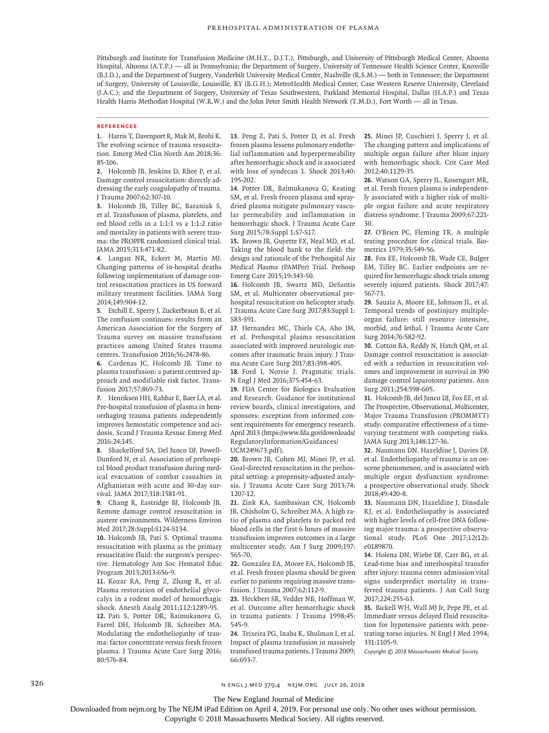Pittsburgh and Institute for Transfusion Medicine (M.H.Y., D.J.T.), Pittsburgh, and University of Pittsburgh Medical Center, Altoona Hospital, Altoona (A.T.P.) — all in Pennsylvania; the Department of Surgery, University of Tennessee Health Science Center, Knoxville (B.J.D.), and the Department of Surgery, Vanderbilt University Medical Center, Nashville (R.S.M.) — both in Tennessee; the Department of Surgery, University of Louisville, Louisville, KY (B.G.H.); MetroHealth Medical Center, Case Western Reserve University, Cleveland (J.A.C.); and the Department of Surgery, University of Texas Southwestern, Parkland Memorial Hospital, Dallas (H.A.P.) and Texas Health Harris Methodist Hospital (W.R.W.) and the John Peter Smith Health Network (T.M.D.), Fort Worth — all in Texas.

## References

1. Harris T, Davenport R, Mak M, Brohi K. The evolving science of trauma resuscitation. Emerg Med Clin North Am 2018;36:85-106.
2. Holcomb JB, Jenkins D, Rhee P, et al. Damage control resuscitation: directly addressing the early coagulopathy of trauma. J Trauma 2007;62:307-10.
3. Holcomb JB, Tilley BC, Baraniuk S, et al. Transfusion of plasma, platelets, and red blood cells in a 1:1:1 vs a 1:1:2 ratio and mortality in patients with severe trauma: the PROPPR randomized clinical trial. JAMA 2015;313:471-82.
4. Langan NR, Eckert M, Martin MJ. Changing patterns of in-hospital deaths following implementation of damage control resuscitation practices in US forward military treatment facilities. JAMA Surg 2014;149:904-12.
5. Etchill E, Sperry J, Zuckerbraun B, et al. The confusion continues: results from an American Association for the Surgery of Trauma survey on massive transfusion practices among United States trauma centers. Transfusion 2016;56:2478-86.
6. Cardenas JC, Holcomb JB. Time to plasma transfusion: a patient centered approach and modifiable risk factor. Transfusion 2017;57:869-73.
7. Henriksen HH, Rahbar E, Baer LA, et al. Pre-hospital transfusion of plasma in hemorrhaging trauma patients independently improves hemostatic competence and acidosis. Scand J Trauma Resusc Emerg Med 2016;24:145.
8. Shackelford SA, Del Junco DJ, Powell-Dunford N, et al. Association of prehospital blood product transfusion during medical evacuation of combat casualties in Afghanistan with acute and 30-day survival. JAMA 2017;318:1581-91.
9. Chang R, Eastridge BJ, Holcomb JB. Remote damage control resuscitation in austere environments. Wilderness Environ Med 2017;28:Suppl:S124-S134.
10. Holcomb JB, Pati S. Optimal trauma resuscitation with plasma as the primary resuscitative fluid: the surgeon's perspective. Hematology Am Soc Hematol Educ Program 2013;2013:656-9.
11. Kozar RA, Peng Z, Zhang R, et al. Plasma restoration of endothelial glycocalyx in a rodent model of hemorrhagic shock. Anesth Analg 2011;112:1289-95.
12. Pati S, Potter DR, Baimukanova G, Farrel DH, Holcomb JB, Schreiber MA. Modulating the endotheliopathy of trauma: factor concentrate versus fresh frozen plasma. J Trauma Acute Care Surg 2016;80:576-84.
13. Peng Z, Pati S, Potter D, et al. Fresh frozen plasma lessens pulmonary endothelial inflammation and hyperpermeability after hemorrhagic shock and is associated with loss of syndecan 1. Shock 2013;40:195-202.
14. Potter DR, Baimukanova G, Keating SM, et al. Fresh frozen plasma and spray-dried plasma mitigate pulmonary vascular permeability and inflammation in hemorrhagic shock. J Trauma Acute Care Surg 2015;78:Suppl 1:S7-S17.
15. Brown JB, Guyette FX, Neal MD, et al. Taking the blood bank to the field: the design and rationale of the Prehospital Air Medical Plasma (PAMPer) Trial. Prehosp Emerg Care 2015;19:343-50.
16. Holcomb JB, Swartz MD, DeSantis SM, et al. Multicenter observational prehospital resuscitation on helicopter study. J Trauma Acute Care Surg 2017;83:Suppl 1:S83-S91.
17. Hernandez MC, Thiels CA, Aho JM, et al. Prehospital plasma resuscitation associated with improved neurologic outcomes after traumatic brain injury. J Trauma Acute Care Surg 2017;83:398-405.
18. Ford I, Norrie J. Pragmatic trials. N Engl J Med 2016;375:454-63.
19. FDA Center for Biologics Evaluation and Research. Guidance for institutional review boards, clinical investigators, and sponsors: exception from informed consent requirements for emergency research. April 2013 (https://www.fda.gov/downloads/RegulatoryInformation/Guidances/UCM249673.pdf).
20. Brown JB, Cohen MJ, Minei JP, et al. Goal-directed resuscitation in the prehospital setting: a propensity-adjusted analysis. J Trauma Acute Care Surg 2013;74:1207-12.
21. Zink KA, Sambasivan CN, Holcomb JB, Chisholm G, Schreiber MA. A high ratio of plasma and platelets to packed red blood cells in the first 6 hours of massive transfusion improves outcomes in a large multicenter study. Am J Surg 2009;197:565-70.
22. Gonzalez EA, Moore FA, Holcomb JB, et al. Fresh frozen plasma should be given earlier to patients requiring massive transfusion. J Trauma 2007;62:112-9.
23. Heckbert SR, Vedder NB, Hoffman W, et al. Outcome after hemorrhagic shock in trauma patients. J Trauma 1998;45:545-9.
24. Teixeira PG, Inaba K, Shulman I, et al. Impact of plasma transfusion in massively transfused trauma patients. J Trauma 2009;66:693-7.
25. Minei JP, Cuschieri J, Sperry J, et al. The changing pattern and implications of multiple organ failure after blunt injury with hemorrhagic shock. Crit Care Med 2012;40:1129-35.
26. Watson GA, Sperry JL, Rosengart MR, et al. Fresh frozen plasma is independently associated with a higher risk of multiple organ failure and acute respiratory distress syndrome. J Trauma 2009;67:221-30.
27. O'Brien PC, Fleming TR. A multiple testing procedure for clinical trials. Biometrics 1979;35:549-56.
28. Fox EE, Holcomb JB, Wade CE, Bulger EM, Tilley BC. Earlier endpoints are required for hemorrhagic shock trials among severely injured patients. Shock 2017;47:567-73.
29. Sauaia A, Moore EE, Johnson JL, et al. Temporal trends of postinjury multiple-organ failure: still resource intensive, morbid, and lethal. J Trauma Acute Care Surg 2014;76:582-92.
30. Cotton BA, Reddy N, Hatch QM, et al. Damage control resuscitation is associated with a reduction in resuscitation volumes and improvement in survival in 390 damage control laparotomy patients. Ann Surg 2011;254:598-605.
31. Holcomb JB, del Junco DJ, Fox EE, et al. The Prospective, Observational, Multicenter, Major Trauma Transfusion (PROMMTT) study: comparative effectiveness of a time-varying treatment with competing risks. JAMA Surg 2013;148:127-36.
32. Naumann DN, Hazeldine J, Davies DJ, et al. Endotheliopathy of trauma is an on-scene phenomenon, and is associated with multiple organ dysfunction syndrome: a prospective observational study. Shock 2018;49:420-8.
33. Naumann DN, Hazeldine J, Dinsdale RJ, et al. Endotheliopathy is associated with higher levels of cell-free DNA following major trauma: a prospective observational study. PLoS One 2017;12(12):e0189870.
34. Holena DN, Wiebe DJ, Carr BG, et al. Lead-time bias and interhospital transfer after injury: trauma center admission vital signs underpredict mortality in transferred trauma patients. J Am Coll Surg 2017;224:255-63.
35. Bickell WH, Wall MJ Jr, Pepe PE, et al. Immediate versus delayed fluid resuscitation for hypotensive patients with penetrating torso injuries. N Engl J Med 1994;331:1105-9.

*Copyright © 2018 Massachusetts Medical Society.*